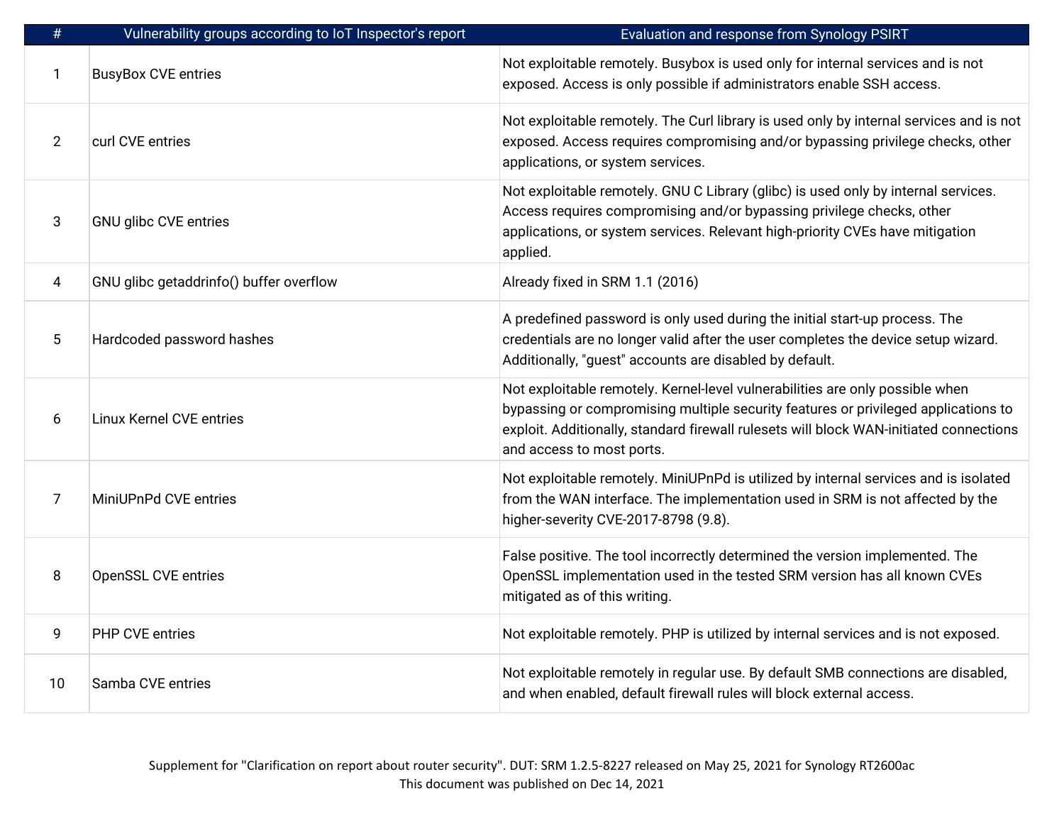| # | Vulnerability groups according to IoT Inspector's report | Evaluation and response from Synology PSIRT |
|---|---|---|
| 1 | BusyBox CVE entries | Not exploitable remotely. Busybox is used only for internal services and is not exposed. Access is only possible if administrators enable SSH access. |
| 2 | curl CVE entries | Not exploitable remotely. The Curl library is used only by internal services and is not exposed. Access requires compromising and/or bypassing privilege checks, other applications, or system services. |
| 3 | GNU glibc CVE entries | Not exploitable remotely. GNU C Library (glibc) is used only by internal services. Access requires compromising and/or bypassing privilege checks, other applications, or system services. Relevant high-priority CVEs have mitigation applied. |
| 4 | GNU glibc getaddrinfo() buffer overflow | Already fixed in SRM 1.1 (2016) |
| 5 | Hardcoded password hashes | A predefined password is only used during the initial start-up process. The credentials are no longer valid after the user completes the device setup wizard. Additionally, "guest" accounts are disabled by default. |
| 6 | Linux Kernel CVE entries | Not exploitable remotely. Kernel-level vulnerabilities are only possible when bypassing or compromising multiple security features or privileged applications to exploit. Additionally, standard firewall rulesets will block WAN-initiated connections and access to most ports. |
| 7 | MiniUPnPd CVE entries | Not exploitable remotely. MiniUPnPd is utilized by internal services and is isolated from the WAN interface. The implementation used in SRM is not affected by the higher-severity CVE-2017-8798 (9.8). |
| 8 | OpenSSL CVE entries | False positive. The tool incorrectly determined the version implemented. The OpenSSL implementation used in the tested SRM version has all known CVEs mitigated as of this writing. |
| 9 | PHP CVE entries | Not exploitable remotely. PHP is utilized by internal services and is not exposed. |
| 10 | Samba CVE entries | Not exploitable remotely in regular use. By default SMB connections are disabled, and when enabled, default firewall rules will block external access. |

Supplement for "Clarification on report about router security". DUT: SRM 1.2.5-8227 released on May 25, 2021 for Synology RT2600ac
This document was published on Dec 14, 2021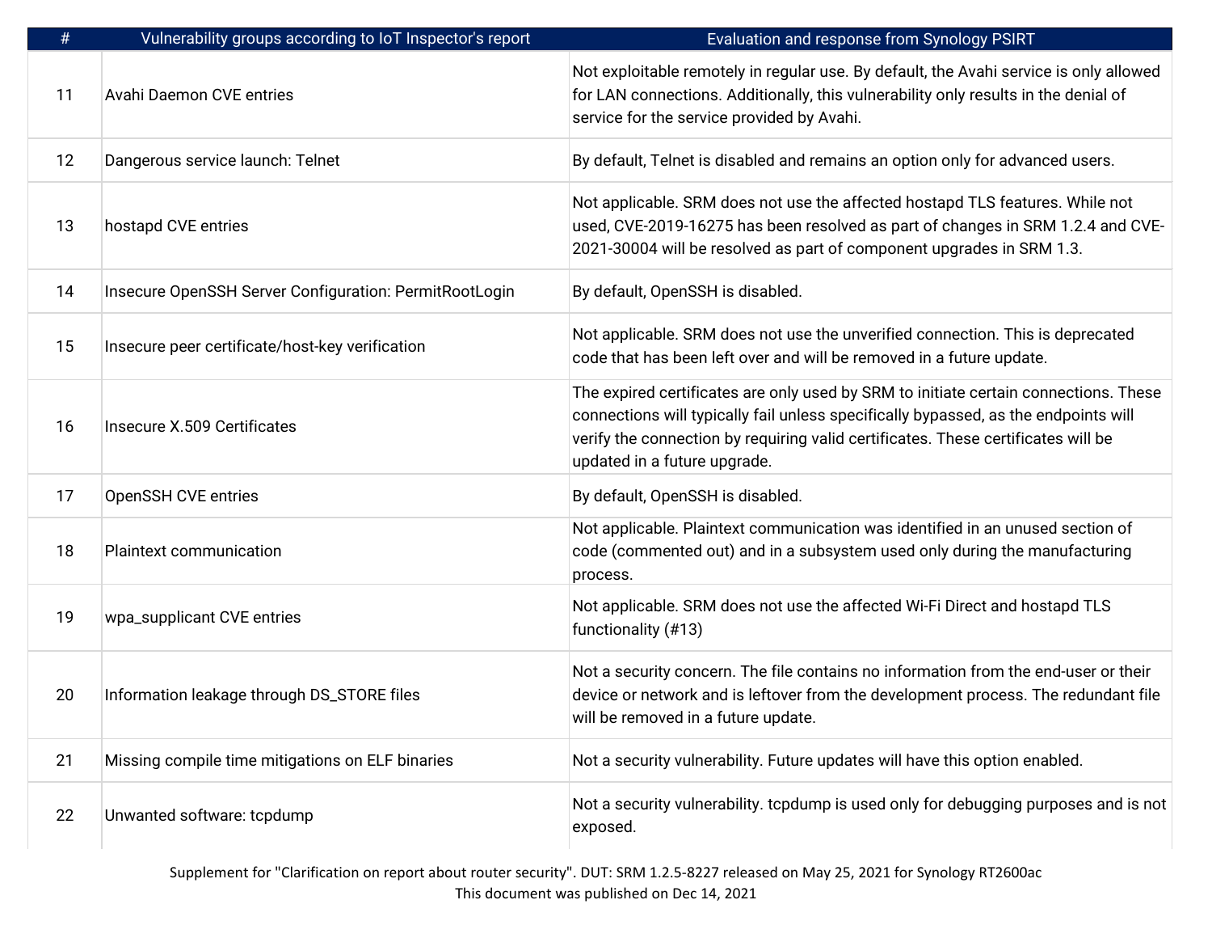| # | Vulnerability groups according to IoT Inspector's report | Evaluation and response from Synology PSIRT |
|---|---|---|
| 11 | Avahi Daemon CVE entries | Not exploitable remotely in regular use. By default, the Avahi service is only allowed for LAN connections. Additionally, this vulnerability only results in the denial of service for the service provided by Avahi. |
| 12 | Dangerous service launch: Telnet | By default, Telnet is disabled and remains an option only for advanced users. |
| 13 | hostapd CVE entries | Not applicable. SRM does not use the affected hostapd TLS features. While not used, CVE-2019-16275 has been resolved as part of changes in SRM 1.2.4 and CVE-2021-30004 will be resolved as part of component upgrades in SRM 1.3. |
| 14 | Insecure OpenSSH Server Configuration: PermitRootLogin | By default, OpenSSH is disabled. |
| 15 | Insecure peer certificate/host-key verification | Not applicable. SRM does not use the unverified connection. This is deprecated code that has been left over and will be removed in a future update. |
| 16 | Insecure X.509 Certificates | The expired certificates are only used by SRM to initiate certain connections. These connections will typically fail unless specifically bypassed, as the endpoints will verify the connection by requiring valid certificates. These certificates will be updated in a future upgrade. |
| 17 | OpenSSH CVE entries | By default, OpenSSH is disabled. |
| 18 | Plaintext communication | Not applicable. Plaintext communication was identified in an unused section of code (commented out) and in a subsystem used only during the manufacturing process. |
| 19 | wpa_supplicant CVE entries | Not applicable. SRM does not use the affected Wi-Fi Direct and hostapd TLS functionality (#13) |
| 20 | Information leakage through DS_STORE files | Not a security concern. The file contains no information from the end-user or their device or network and is leftover from the development process. The redundant file will be removed in a future update. |
| 21 | Missing compile time mitigations on ELF binaries | Not a security vulnerability. Future updates will have this option enabled. |
| 22 | Unwanted software: tcpdump | Not a security vulnerability. tcpdump is used only for debugging purposes and is not exposed. |

Supplement for "Clarification on report about router security". DUT: SRM 1.2.5-8227 released on May 25, 2021 for Synology RT2600ac
This document was published on Dec 14, 2021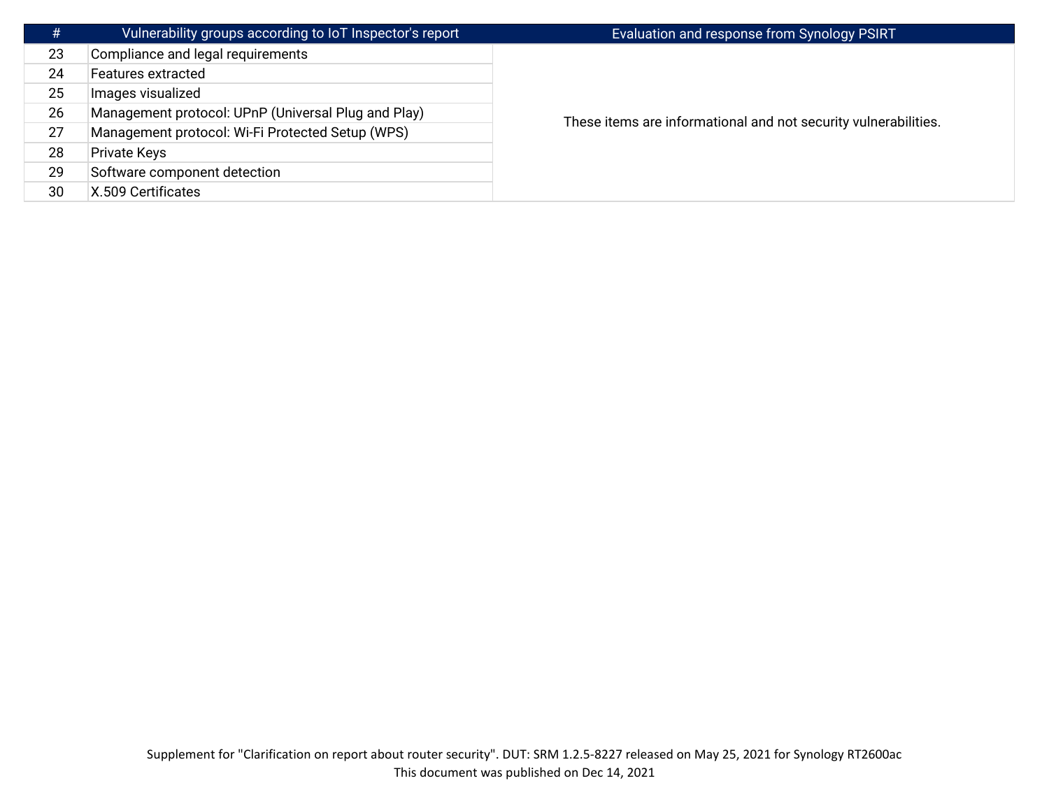| # | Vulnerability groups according to IoT Inspector's report | Evaluation and response from Synology PSIRT |
| --- | --- | --- |
| 23 | Compliance and legal requirements | These items are informational and not security vulnerabilities. |
| 24 | Features extracted | |
| 25 | Images visualized | |
| 26 | Management protocol: UPnP (Universal Plug and Play) | |
| 27 | Management protocol: Wi-Fi Protected Setup (WPS) | |
| 28 | Private Keys | |
| 29 | Software component detection | |
| 30 | X.509 Certificates | |

Supplement for "Clarification on report about router security". DUT: SRM 1.2.5-8227 released on May 25, 2021 for Synology RT2600ac
This document was published on Dec 14, 2021